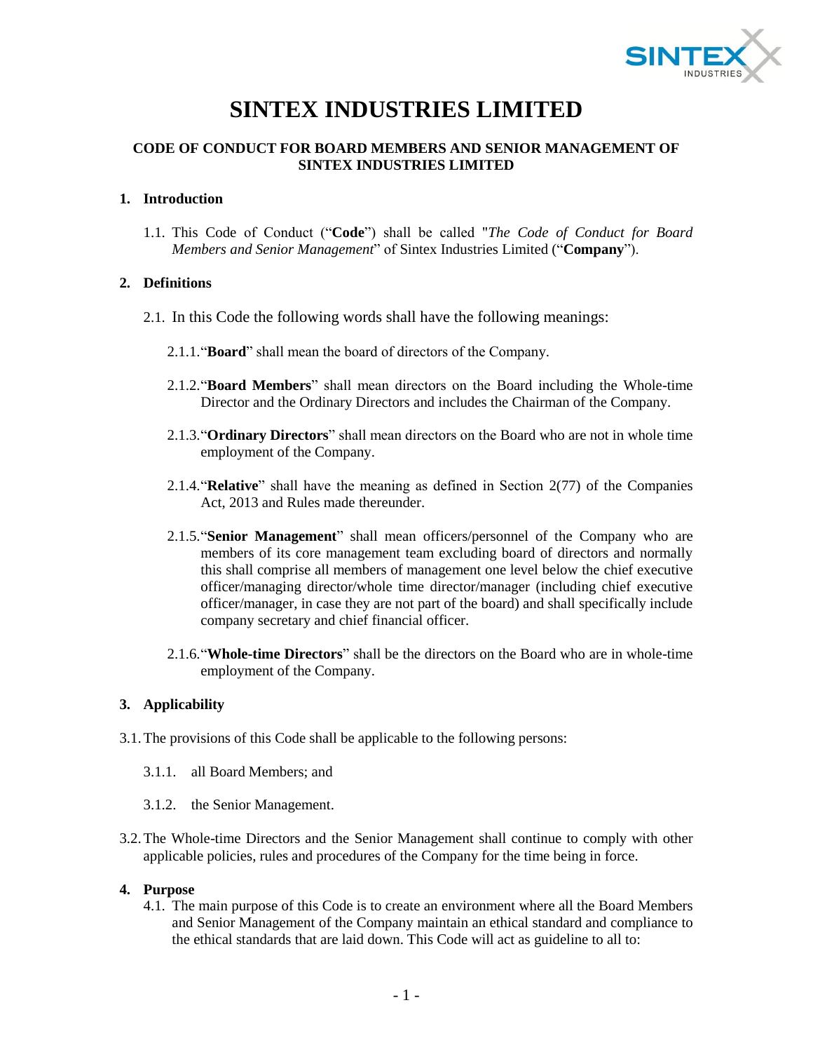# SINTEX INDUSTRIES LIMITED

## CODE OF CONDUCT FOR BOARD MEMBERS AND SENIOR MANAGEMENT OF SINTEX INDUSTRIES LIMITED

### 1. Introduction

1.1. This Code of Conduct ("**Code**") shall be called "*The Code of Conduct for Board Members and Senior Management*" of Sintex Industries Limited ("**Company**").

### 2. Definitions

2.1. In this Code the following words shall have the following meanings:

2.1.1. "**Board**" shall mean the board of directors of the Company.

2.1.2. "**Board Members**" shall mean directors on the Board including the Whole-time Director and the Ordinary Directors and includes the Chairman of the Company.

2.1.3. "**Ordinary Directors**" shall mean directors on the Board who are not in whole time employment of the Company.

2.1.4. "**Relative**" shall have the meaning as defined in Section 2(77) of the Companies Act, 2013 and Rules made thereunder.

2.1.5. "**Senior Management**" shall mean officers/personnel of the Company who are members of its core management team excluding board of directors and normally this shall comprise all members of management one level below the chief executive officer/managing director/whole time director/manager (including chief executive officer/manager, in case they are not part of the board) and shall specifically include company secretary and chief financial officer.

2.1.6. "**Whole-time Directors**" shall be the directors on the Board who are in whole-time employment of the Company.

### 3. Applicability

3.1. The provisions of this Code shall be applicable to the following persons:

3.1.1. all Board Members; and

3.1.2. the Senior Management.

3.2. The Whole-time Directors and the Senior Management shall continue to comply with other applicable policies, rules and procedures of the Company for the time being in force.

### 4. Purpose

4.1. The main purpose of this Code is to create an environment where all the Board Members and Senior Management of the Company maintain an ethical standard and compliance to the ethical standards that are laid down. This Code will act as guideline to all to: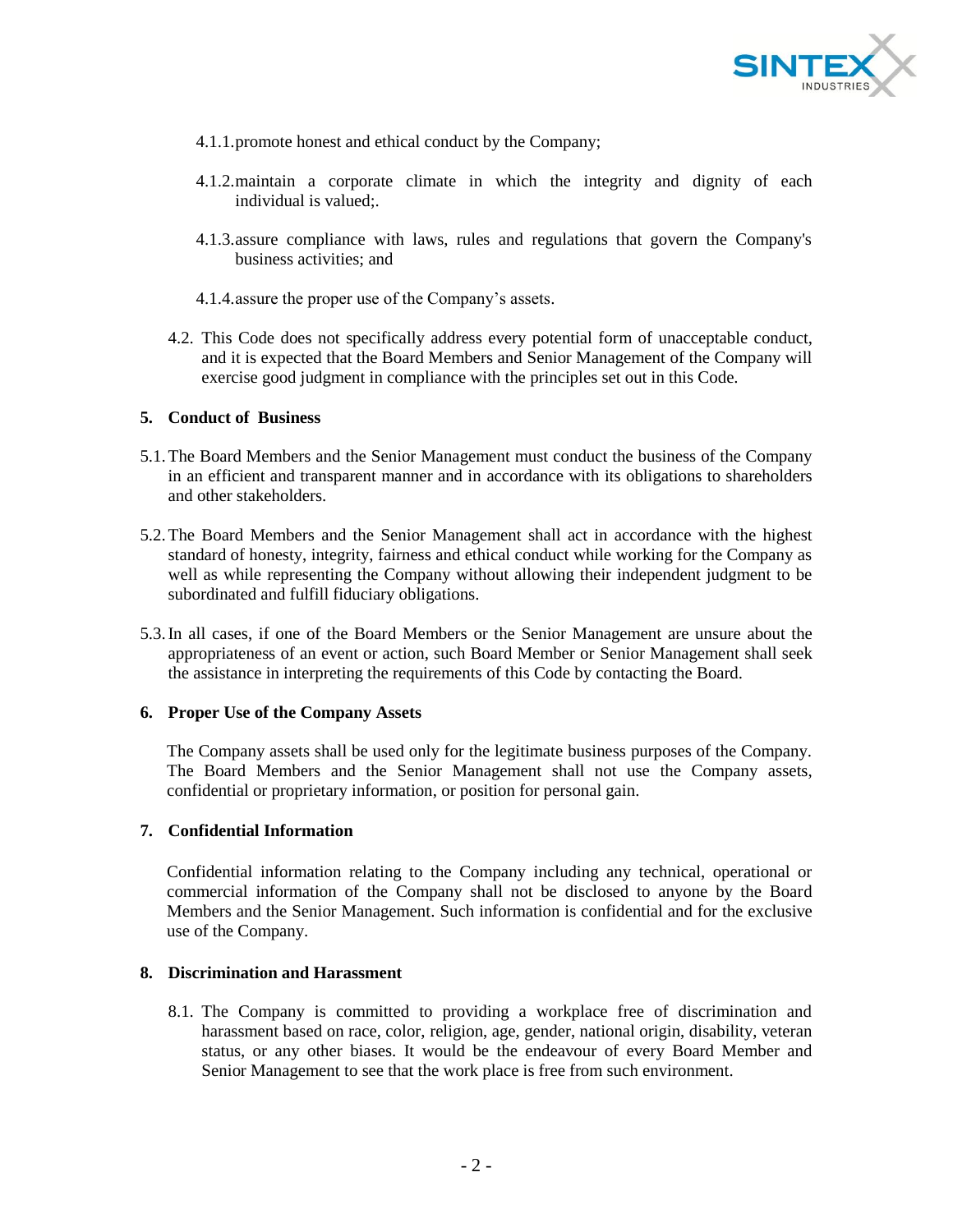4.1.1. promote honest and ethical conduct by the Company;

4.1.2. maintain a corporate climate in which the integrity and dignity of each individual is valued;.

4.1.3. assure compliance with laws, rules and regulations that govern the Company's business activities; and

4.1.4. assure the proper use of the Company's assets.

4.2. This Code does not specifically address every potential form of unacceptable conduct, and it is expected that the Board Members and Senior Management of the Company will exercise good judgment in compliance with the principles set out in this Code.

**5. Conduct of Business**

5.1. The Board Members and the Senior Management must conduct the business of the Company in an efficient and transparent manner and in accordance with its obligations to shareholders and other stakeholders.

5.2. The Board Members and the Senior Management shall act in accordance with the highest standard of honesty, integrity, fairness and ethical conduct while working for the Company as well as while representing the Company without allowing their independent judgment to be subordinated and fulfill fiduciary obligations.

5.3. In all cases, if one of the Board Members or the Senior Management are unsure about the appropriateness of an event or action, such Board Member or Senior Management shall seek the assistance in interpreting the requirements of this Code by contacting the Board.

**6. Proper Use of the Company Assets**

The Company assets shall be used only for the legitimate business purposes of the Company. The Board Members and the Senior Management shall not use the Company assets, confidential or proprietary information, or position for personal gain.

**7. Confidential Information**

Confidential information relating to the Company including any technical, operational or commercial information of the Company shall not be disclosed to anyone by the Board Members and the Senior Management. Such information is confidential and for the exclusive use of the Company.

**8. Discrimination and Harassment**

8.1. The Company is committed to providing a workplace free of discrimination and harassment based on race, color, religion, age, gender, national origin, disability, veteran status, or any other biases. It would be the endeavour of every Board Member and Senior Management to see that the work place is free from such environment.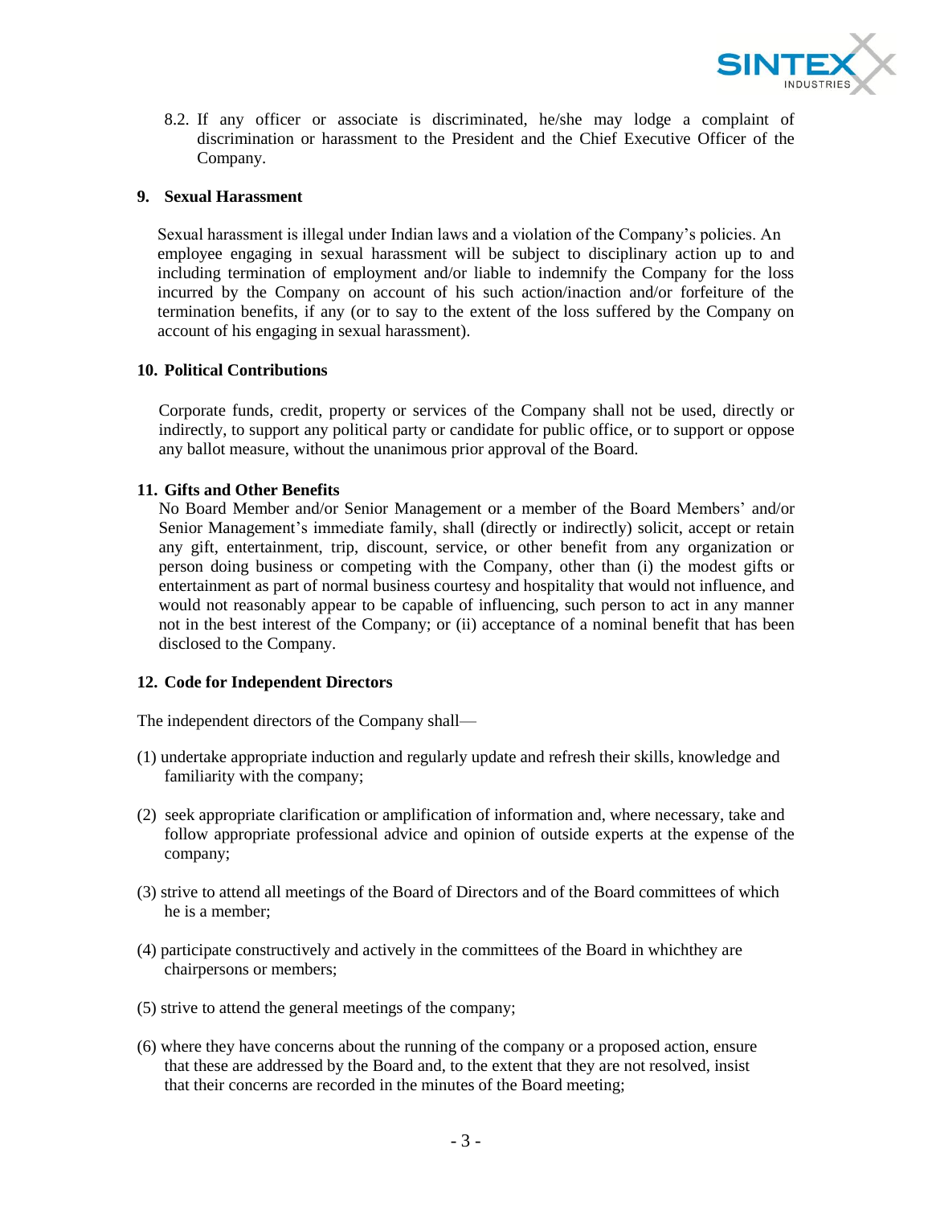8.2. If any officer or associate is discriminated, he/she may lodge a complaint of discrimination or harassment to the President and the Chief Executive Officer of the Company.

## 9. Sexual Harassment

Sexual harassment is illegal under Indian laws and a violation of the Company's policies. An employee engaging in sexual harassment will be subject to disciplinary action up to and including termination of employment and/or liable to indemnify the Company for the loss incurred by the Company on account of his such action/inaction and/or forfeiture of the termination benefits, if any (or to say to the extent of the loss suffered by the Company on account of his engaging in sexual harassment).

## 10. Political Contributions

Corporate funds, credit, property or services of the Company shall not be used, directly or indirectly, to support any political party or candidate for public office, or to support or oppose any ballot measure, without the unanimous prior approval of the Board.

## 11. Gifts and Other Benefits

No Board Member and/or Senior Management or a member of the Board Members' and/or Senior Management's immediate family, shall (directly or indirectly) solicit, accept or retain any gift, entertainment, trip, discount, service, or other benefit from any organization or person doing business or competing with the Company, other than (i) the modest gifts or entertainment as part of normal business courtesy and hospitality that would not influence, and would not reasonably appear to be capable of influencing, such person to act in any manner not in the best interest of the Company; or (ii) acceptance of a nominal benefit that has been disclosed to the Company.

## 12. Code for Independent Directors

The independent directors of the Company shall—

(1) undertake appropriate induction and regularly update and refresh their skills, knowledge and familiarity with the company;

(2) seek appropriate clarification or amplification of information and, where necessary, take and follow appropriate professional advice and opinion of outside experts at the expense of the company;

(3) strive to attend all meetings of the Board of Directors and of the Board committees of which he is a member;

(4) participate constructively and actively in the committees of the Board in whichthey are chairpersons or members;

(5) strive to attend the general meetings of the company;

(6) where they have concerns about the running of the company or a proposed action, ensure that these are addressed by the Board and, to the extent that they are not resolved, insist that their concerns are recorded in the minutes of the Board meeting;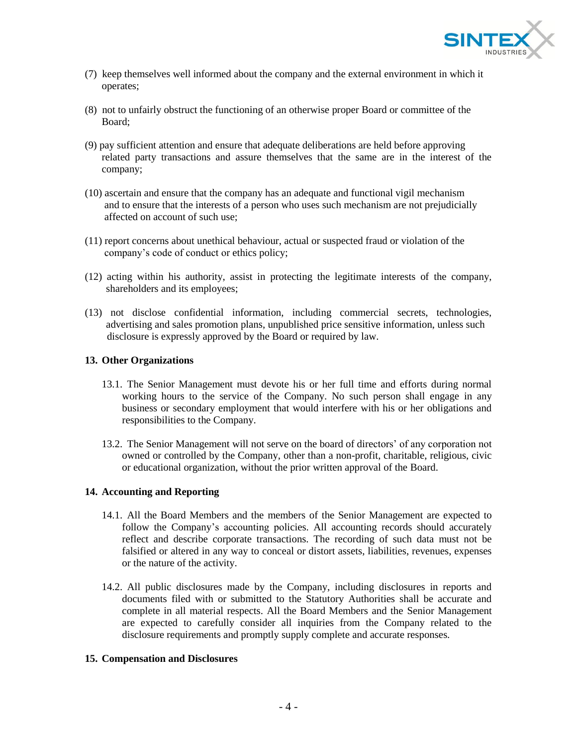(7) keep themselves well informed about the company and the external environment in which it operates;

(8) not to unfairly obstruct the functioning of an otherwise proper Board or committee of the Board;

(9) pay sufficient attention and ensure that adequate deliberations are held before approving related party transactions and assure themselves that the same are in the interest of the company;

(10) ascertain and ensure that the company has an adequate and functional vigil mechanism and to ensure that the interests of a person who uses such mechanism are not prejudicially affected on account of such use;

(11) report concerns about unethical behaviour, actual or suspected fraud or violation of the company's code of conduct or ethics policy;

(12) acting within his authority, assist in protecting the legitimate interests of the company, shareholders and its employees;

(13) not disclose confidential information, including commercial secrets, technologies, advertising and sales promotion plans, unpublished price sensitive information, unless such disclosure is expressly approved by the Board or required by law.

**13. Other Organizations**

13.1. The Senior Management must devote his or her full time and efforts during normal working hours to the service of the Company. No such person shall engage in any business or secondary employment that would interfere with his or her obligations and responsibilities to the Company.

13.2. The Senior Management will not serve on the board of directors' of any corporation not owned or controlled by the Company, other than a non-profit, charitable, religious, civic or educational organization, without the prior written approval of the Board.

**14. Accounting and Reporting**

14.1. All the Board Members and the members of the Senior Management are expected to follow the Company's accounting policies. All accounting records should accurately reflect and describe corporate transactions. The recording of such data must not be falsified or altered in any way to conceal or distort assets, liabilities, revenues, expenses or the nature of the activity.

14.2. All public disclosures made by the Company, including disclosures in reports and documents filed with or submitted to the Statutory Authorities shall be accurate and complete in all material respects. All the Board Members and the Senior Management are expected to carefully consider all inquiries from the Company related to the disclosure requirements and promptly supply complete and accurate responses.

**15. Compensation and Disclosures**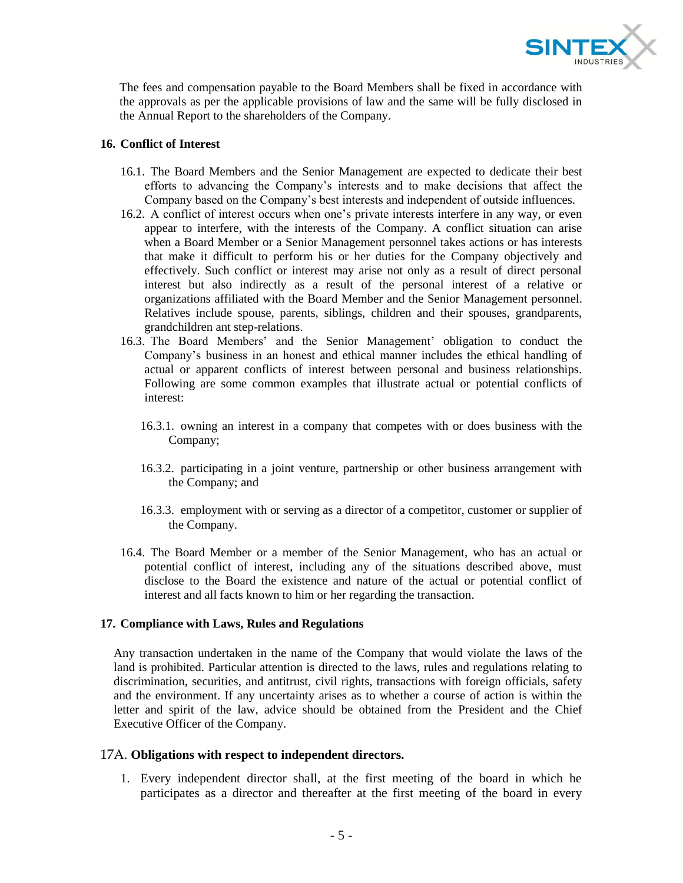The fees and compensation payable to the Board Members shall be fixed in accordance with the approvals as per the applicable provisions of law and the same will be fully disclosed in the Annual Report to the shareholders of the Company.

**16. Conflict of Interest**

16.1. The Board Members and the Senior Management are expected to dedicate their best efforts to advancing the Company's interests and to make decisions that affect the Company based on the Company's best interests and independent of outside influences.

16.2. A conflict of interest occurs when one's private interests interfere in any way, or even appear to interfere, with the interests of the Company. A conflict situation can arise when a Board Member or a Senior Management personnel takes actions or has interests that make it difficult to perform his or her duties for the Company objectively and effectively. Such conflict or interest may arise not only as a result of direct personal interest but also indirectly as a result of the personal interest of a relative or organizations affiliated with the Board Member and the Senior Management personnel. Relatives include spouse, parents, siblings, children and their spouses, grandparents, grandchildren ant step-relations.

16.3. The Board Members' and the Senior Management' obligation to conduct the Company's business in an honest and ethical manner includes the ethical handling of actual or apparent conflicts of interest between personal and business relationships. Following are some common examples that illustrate actual or potential conflicts of interest:

16.3.1. owning an interest in a company that competes with or does business with the Company;

16.3.2. participating in a joint venture, partnership or other business arrangement with the Company; and

16.3.3. employment with or serving as a director of a competitor, customer or supplier of the Company.

16.4. The Board Member or a member of the Senior Management, who has an actual or potential conflict of interest, including any of the situations described above, must disclose to the Board the existence and nature of the actual or potential conflict of interest and all facts known to him or her regarding the transaction.

**17. Compliance with Laws, Rules and Regulations**

Any transaction undertaken in the name of the Company that would violate the laws of the land is prohibited. Particular attention is directed to the laws, rules and regulations relating to discrimination, securities, and antitrust, civil rights, transactions with foreign officials, safety and the environment. If any uncertainty arises as to whether a course of action is within the letter and spirit of the law, advice should be obtained from the President and the Chief Executive Officer of the Company.

17A. **Obligations with respect to independent directors.**

1. Every independent director shall, at the first meeting of the board in which he participates as a director and thereafter at the first meeting of the board in every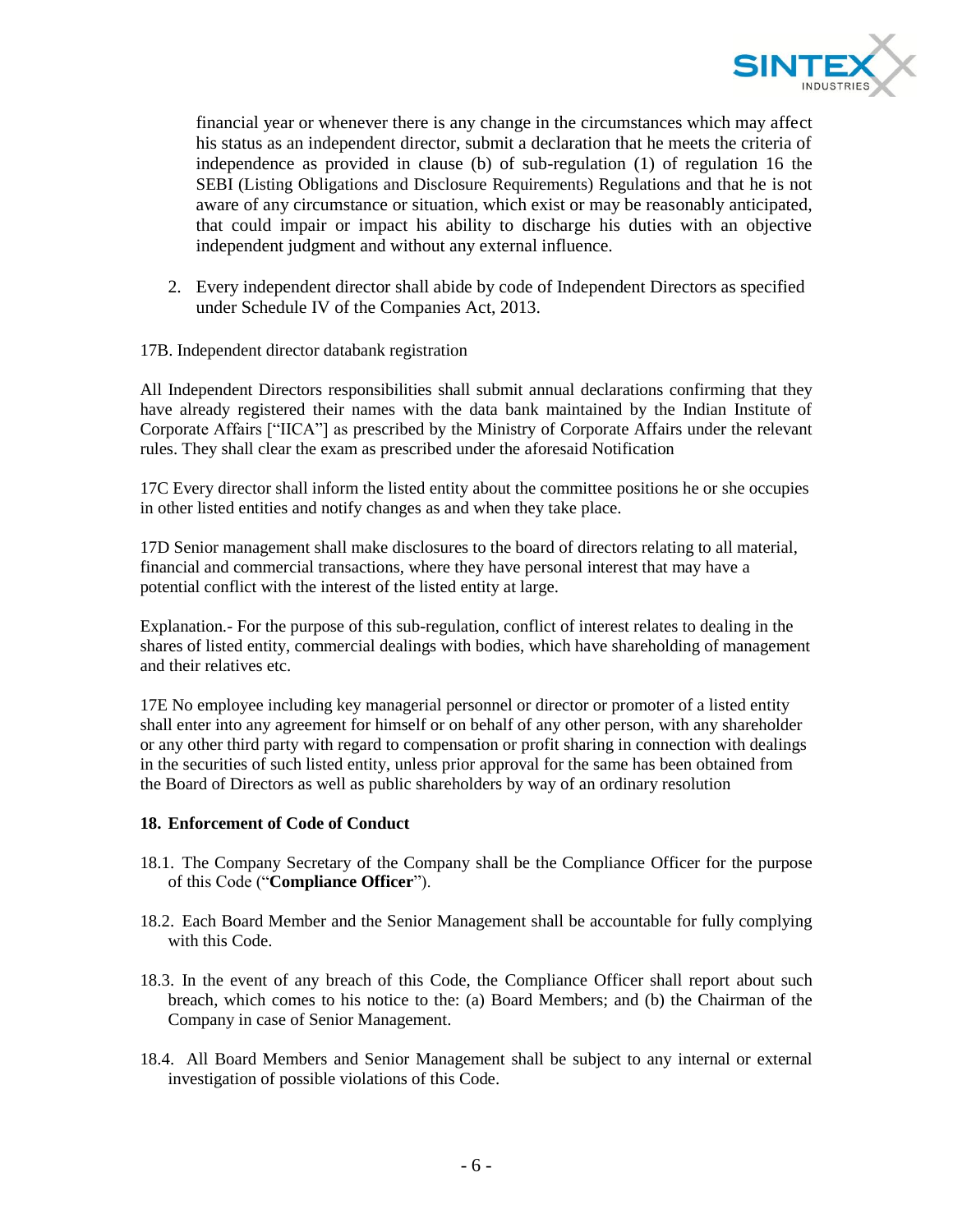financial year or whenever there is any change in the circumstances which may affect his status as an independent director, submit a declaration that he meets the criteria of independence as provided in clause (b) of sub-regulation (1) of regulation 16 the SEBI (Listing Obligations and Disclosure Requirements) Regulations and that he is not aware of any circumstance or situation, which exist or may be reasonably anticipated, that could impair or impact his ability to discharge his duties with an objective independent judgment and without any external influence.

2. Every independent director shall abide by code of Independent Directors as specified under Schedule IV of the Companies Act, 2013.

17B. Independent director databank registration

All Independent Directors responsibilities shall submit annual declarations confirming that they have already registered their names with the data bank maintained by the Indian Institute of Corporate Affairs ["IICA"] as prescribed by the Ministry of Corporate Affairs under the relevant rules. They shall clear the exam as prescribed under the aforesaid Notification

17C Every director shall inform the listed entity about the committee positions he or she occupies in other listed entities and notify changes as and when they take place.

17D Senior management shall make disclosures to the board of directors relating to all material, financial and commercial transactions, where they have personal interest that may have a potential conflict with the interest of the listed entity at large.

Explanation.- For the purpose of this sub-regulation, conflict of interest relates to dealing in the shares of listed entity, commercial dealings with bodies, which have shareholding of management and their relatives etc.

17E No employee including key managerial personnel or director or promoter of a listed entity shall enter into any agreement for himself or on behalf of any other person, with any shareholder or any other third party with regard to compensation or profit sharing in connection with dealings in the securities of such listed entity, unless prior approval for the same has been obtained from the Board of Directors as well as public shareholders by way of an ordinary resolution

**18. Enforcement of Code of Conduct**

18.1. The Company Secretary of the Company shall be the Compliance Officer for the purpose of this Code ("**Compliance Officer**").

18.2. Each Board Member and the Senior Management shall be accountable for fully complying with this Code.

18.3. In the event of any breach of this Code, the Compliance Officer shall report about such breach, which comes to his notice to the: (a) Board Members; and (b) the Chairman of the Company in case of Senior Management.

18.4. All Board Members and Senior Management shall be subject to any internal or external investigation of possible violations of this Code.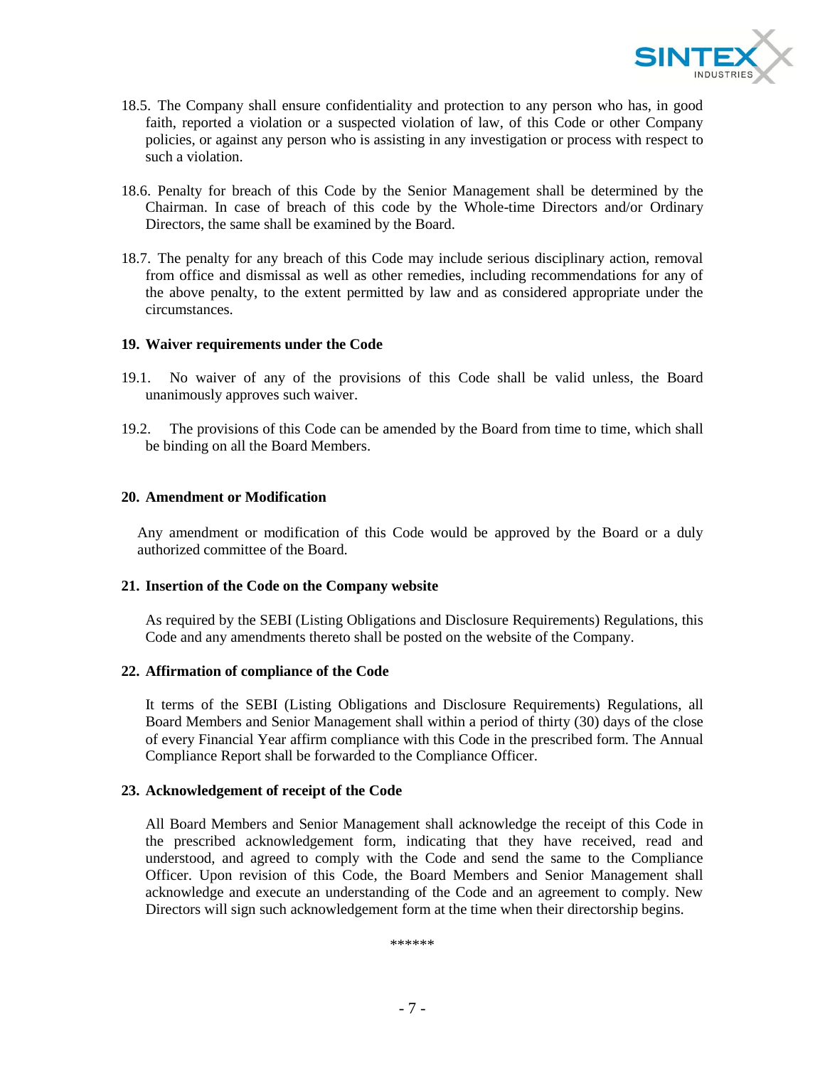18.5. The Company shall ensure confidentiality and protection to any person who has, in good faith, reported a violation or a suspected violation of law, of this Code or other Company policies, or against any person who is assisting in any investigation or process with respect to such a violation.

18.6. Penalty for breach of this Code by the Senior Management shall be determined by the Chairman. In case of breach of this code by the Whole-time Directors and/or Ordinary Directors, the same shall be examined by the Board.

18.7. The penalty for any breach of this Code may include serious disciplinary action, removal from office and dismissal as well as other remedies, including recommendations for any of the above penalty, to the extent permitted by law and as considered appropriate under the circumstances.

**19. Waiver requirements under the Code**

19.1. No waiver of any of the provisions of this Code shall be valid unless, the Board unanimously approves such waiver.

19.2. The provisions of this Code can be amended by the Board from time to time, which shall be binding on all the Board Members.

**20. Amendment or Modification**

Any amendment or modification of this Code would be approved by the Board or a duly authorized committee of the Board.

**21. Insertion of the Code on the Company website**

As required by the SEBI (Listing Obligations and Disclosure Requirements) Regulations, this Code and any amendments thereto shall be posted on the website of the Company.

**22. Affirmation of compliance of the Code**

It terms of the SEBI (Listing Obligations and Disclosure Requirements) Regulations, all Board Members and Senior Management shall within a period of thirty (30) days of the close of every Financial Year affirm compliance with this Code in the prescribed form. The Annual Compliance Report shall be forwarded to the Compliance Officer.

**23. Acknowledgement of receipt of the Code**

All Board Members and Senior Management shall acknowledge the receipt of this Code in the prescribed acknowledgement form, indicating that they have received, read and understood, and agreed to comply with the Code and send the same to the Compliance Officer. Upon revision of this Code, the Board Members and Senior Management shall acknowledge and execute an understanding of the Code and an agreement to comply. New Directors will sign such acknowledgement form at the time when their directorship begins.

******